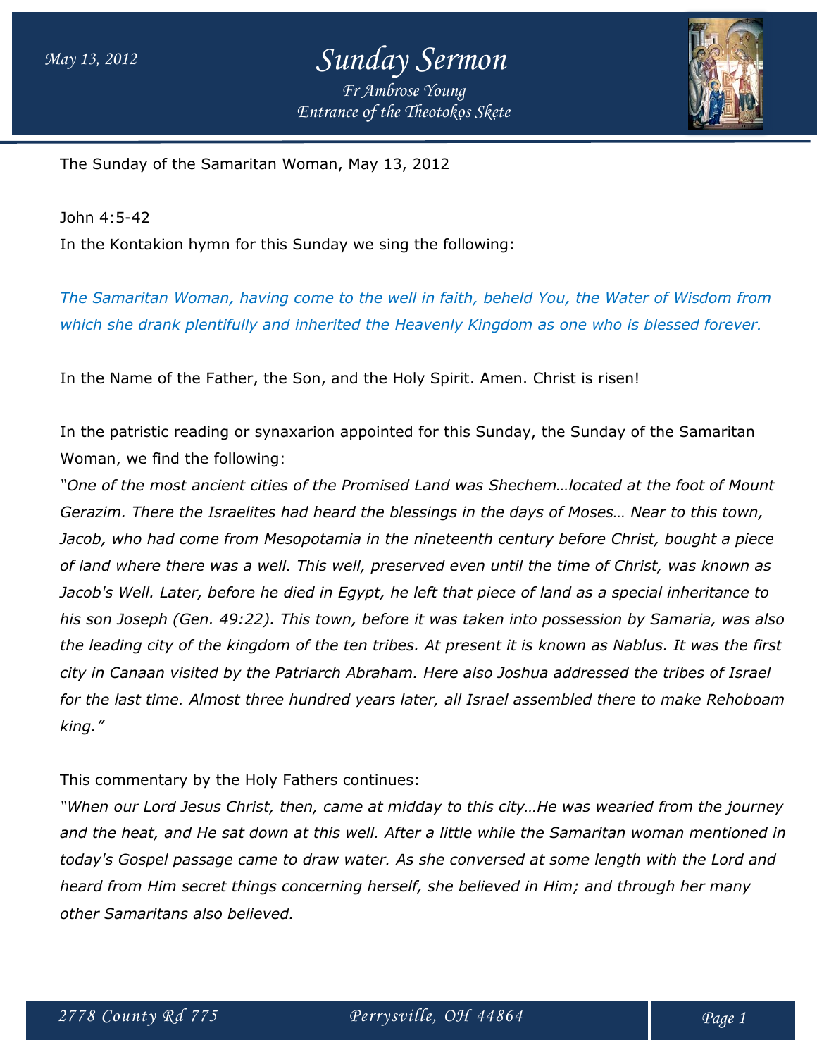The Sunday of the Samaritan Woman, May 13, 2012

John 4:5-42

In the Kontakion hymn for this Sunday we sing the following:

*The Samaritan Woman, having come to the well in faith, beheld You, the Water of Wisdom from which she drank plentifully and inherited the Heavenly Kingdom as one who is blessed forever.*

In the Name of the Father, the Son, and the Holy Spirit. Amen. Christ is risen!

In the patristic reading or synaxarion appointed for this Sunday, the Sunday of the Samaritan Woman, we find the following:

*"One of the most ancient cities of the Promised Land was Shechem…located at the foot of Mount Gerazim. There the Israelites had heard the blessings in the days of Moses… Near to this town, Jacob, who had come from Mesopotamia in the nineteenth century before Christ, bought a piece of land where there was a well. This well, preserved even until the time of Christ, was known as Jacob's Well. Later, before he died in Egypt, he left that piece of land as a special inheritance to his son Joseph (Gen. 49:22). This town, before it was taken into possession by Samaria, was also the leading city of the kingdom of the ten tribes. At present it is known as Nablus. It was the first city in Canaan visited by the Patriarch Abraham. Here also Joshua addressed the tribes of Israel for the last time. Almost three hundred years later, all Israel assembled there to make Rehoboam king."*

This commentary by the Holy Fathers continues:

*"When our Lord Jesus Christ, then, came at midday to this city…He was wearied from the journey and the heat, and He sat down at this well. After a little while the Samaritan woman mentioned in today's Gospel passage came to draw water. As she conversed at some length with the Lord and heard from Him secret things concerning herself, she believed in Him; and through her many other Samaritans also believed.*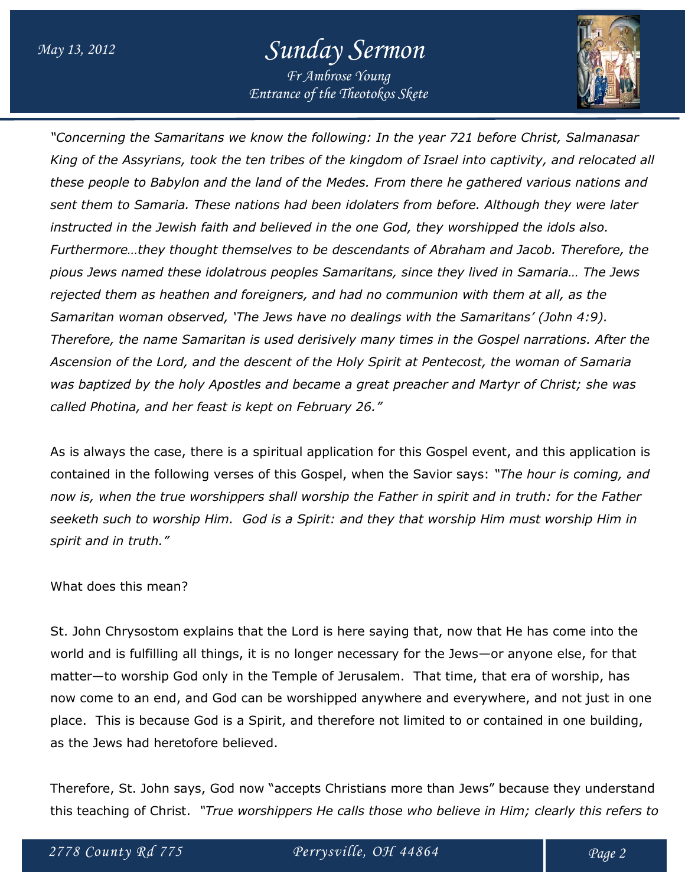*"Concerning the Samaritans we know the following: In the year 721 before Christ, Salmanasar King of the Assyrians, took the ten tribes of the kingdom of Israel into captivity, and relocated all these people to Babylon and the land of the Medes. From there he gathered various nations and sent them to Samaria. These nations had been idolaters from before. Although they were later instructed in the Jewish faith and believed in the one God, they worshipped the idols also. Furthermore…they thought themselves to be descendants of Abraham and Jacob. Therefore, the pious Jews named these idolatrous peoples Samaritans, since they lived in Samaria… The Jews rejected them as heathen and foreigners, and had no communion with them at all, as the Samaritan woman observed, 'The Jews have no dealings with the Samaritans' (John 4:9). Therefore, the name Samaritan is used derisively many times in the Gospel narrations. After the Ascension of the Lord, and the descent of the Holy Spirit at Pentecost, the woman of Samaria was baptized by the holy Apostles and became a great preacher and Martyr of Christ; she was called Photina, and her feast is kept on February 26."*

As is always the case, there is a spiritual application for this Gospel event, and this application is contained in the following verses of this Gospel, when the Savior says: *"The hour is coming, and now is, when the true worshippers shall worship the Father in spirit and in truth: for the Father seeketh such to worship Him. God is a Spirit: and they that worship Him must worship Him in spirit and in truth."*

What does this mean?

St. John Chrysostom explains that the Lord is here saying that, now that He has come into the world and is fulfilling all things, it is no longer necessary for the Jews—or anyone else, for that matter—to worship God only in the Temple of Jerusalem. That time, that era of worship, has now come to an end, and God can be worshipped anywhere and everywhere, and not just in one place. This is because God is a Spirit, and therefore not limited to or contained in one building, as the Jews had heretofore believed.

Therefore, St. John says, God now "accepts Christians more than Jews" because they understand this teaching of Christ. *"True worshippers He calls those who believe in Him; clearly this refers to*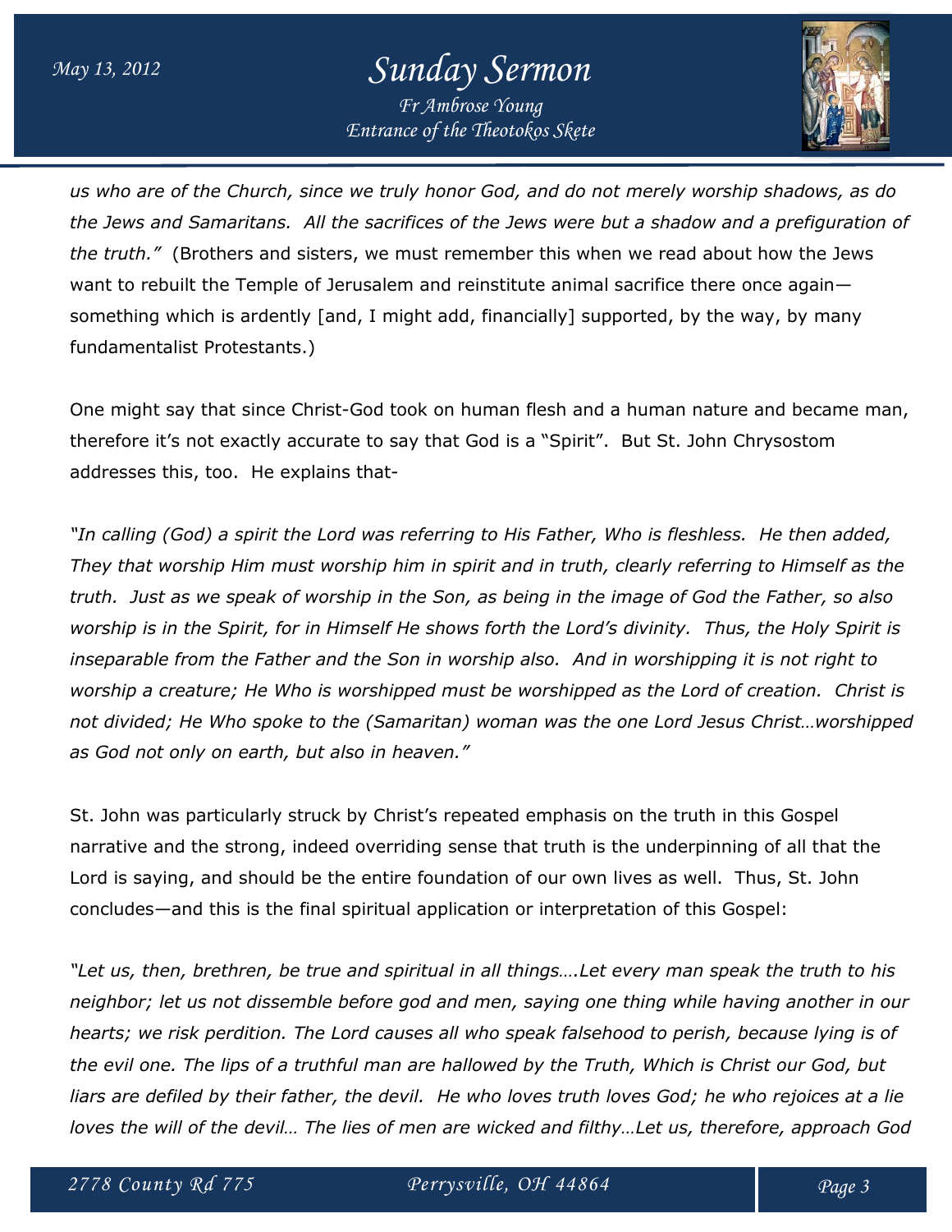*us who are of the Church, since we truly honor God, and do not merely worship shadows, as do the Jews and Samaritans. All the sacrifices of the Jews were but a shadow and a prefiguration of the truth."* (Brothers and sisters, we must remember this when we read about how the Jews want to rebuilt the Temple of Jerusalem and reinstitute animal sacrifice there once again—something which is ardently [and, I might add, financially] supported, by the way, by many fundamentalist Protestants.)

One might say that since Christ-God took on human flesh and a human nature and became man, therefore it's not exactly accurate to say that God is a "Spirit". But St. John Chrysostom addresses this, too. He explains that-

*"In calling (God) a spirit the Lord was referring to His Father, Who is fleshless. He then added, They that worship Him must worship him in spirit and in truth, clearly referring to Himself as the truth. Just as we speak of worship in the Son, as being in the image of God the Father, so also worship is in the Spirit, for in Himself He shows forth the Lord's divinity. Thus, the Holy Spirit is inseparable from the Father and the Son in worship also. And in worshipping it is not right to worship a creature; He Who is worshipped must be worshipped as the Lord of creation. Christ is not divided; He Who spoke to the (Samaritan) woman was the one Lord Jesus Christ…worshipped as God not only on earth, but also in heaven."*

St. John was particularly struck by Christ's repeated emphasis on the truth in this Gospel narrative and the strong, indeed overriding sense that truth is the underpinning of all that the Lord is saying, and should be the entire foundation of our own lives as well. Thus, St. John concludes—and this is the final spiritual application or interpretation of this Gospel:

*"Let us, then, brethren, be true and spiritual in all things….Let every man speak the truth to his neighbor; let us not dissemble before god and men, saying one thing while having another in our hearts; we risk perdition. The Lord causes all who speak falsehood to perish, because lying is of the evil one. The lips of a truthful man are hallowed by the Truth, Which is Christ our God, but liars are defiled by their father, the devil. He who loves truth loves God; he who rejoices at a lie loves the will of the devil… The lies of men are wicked and filthy…Let us, therefore, approach God*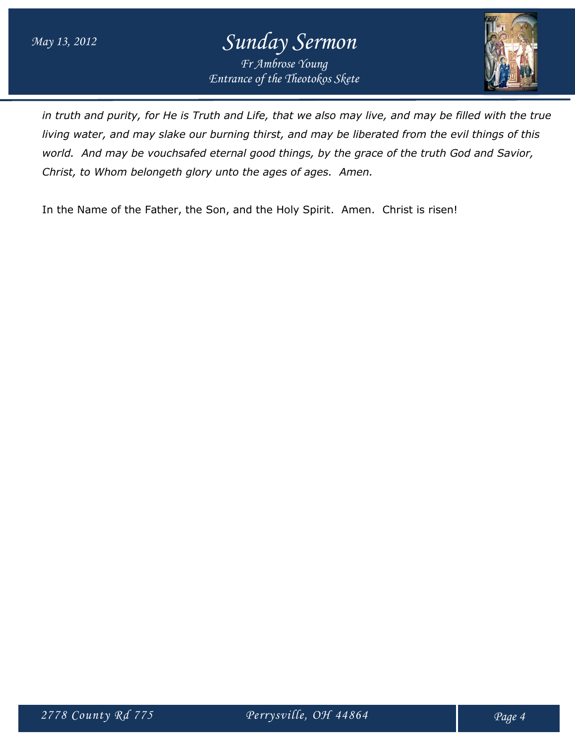*in truth and purity, for He is Truth and Life, that we also may live, and may be filled with the true living water, and may slake our burning thirst, and may be liberated from the evil things of this world. And may be vouchsafed eternal good things, by the grace of the truth God and Savior, Christ, to Whom belongeth glory unto the ages of ages. Amen.*

In the Name of the Father, the Son, and the Holy Spirit. Amen. Christ is risen!